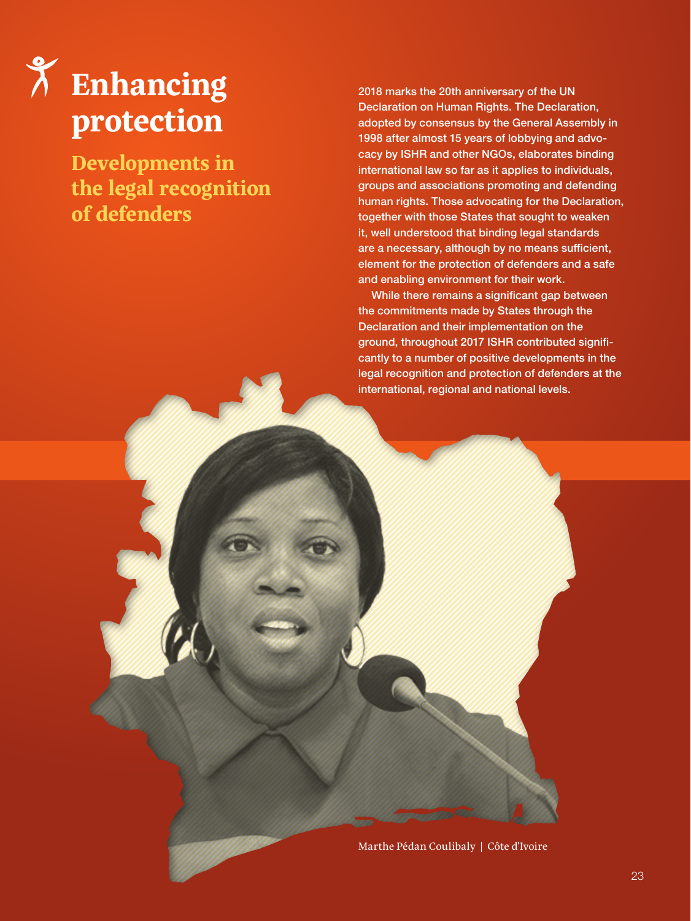# Enhancing protection

## Developments in the legal recognition of defenders

2018 marks the 20th anniversary of the UN Declaration on Human Rights. The Declaration, adopted by consensus by the General Assembly in 1998 after almost 15 years of lobbying and advocacy by ISHR and other NGOs, elaborates binding international law so far as it applies to individuals, groups and associations promoting and defending human rights. Those advocating for the Declaration, together with those States that sought to weaken it, well understood that binding legal standards are a necessary, although by no means sufficient, element for the protection of defenders and a safe and enabling environment for their work.

While there remains a significant gap between the commitments made by States through the Declaration and their implementation on the ground, throughout 2017 ISHR contributed significantly to a number of positive developments in the legal recognition and protection of defenders at the international, regional and national levels.

Marthe Pédan Coulibaly | Côte d'Ivoire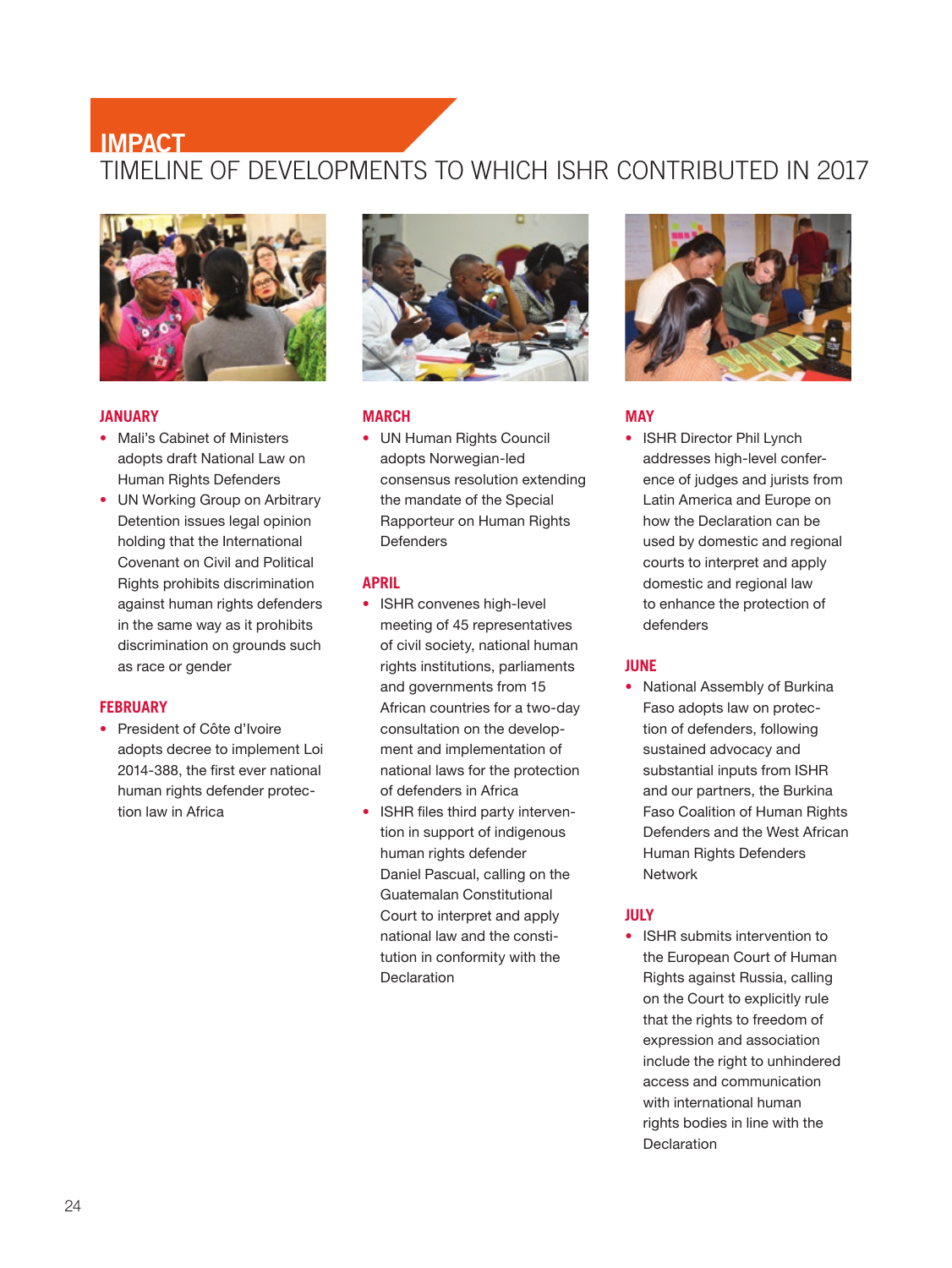# IMPACT

## TIMELINE OF DEVELOPMENTS TO WHICH ISHR CONTRIBUTED IN 2017

### JANUARY

- Mali's Cabinet of Ministers adopts draft National Law on Human Rights Defenders
- UN Working Group on Arbitrary Detention issues legal opinion holding that the International Covenant on Civil and Political Rights prohibits discrimination against human rights defenders in the same way as it prohibits discrimination on grounds such as race or gender

### FEBRUARY

- President of Côte d'Ivoire adopts decree to implement Loi 2014-388, the first ever national human rights defender protection law in Africa

### MARCH

- UN Human Rights Council adopts Norwegian-led consensus resolution extending the mandate of the Special Rapporteur on Human Rights Defenders

### APRIL

- ISHR convenes high-level meeting of 45 representatives of civil society, national human rights institutions, parliaments and governments from 15 African countries for a two-day consultation on the development and implementation of national laws for the protection of defenders in Africa
- ISHR files third party intervention in support of indigenous human rights defender Daniel Pascual, calling on the Guatemalan Constitutional Court to interpret and apply national law and the constitution in conformity with the Declaration

### MAY

- ISHR Director Phil Lynch addresses high-level conference of judges and jurists from Latin America and Europe on how the Declaration can be used by domestic and regional courts to interpret and apply domestic and regional law to enhance the protection of defenders

### JUNE

- National Assembly of Burkina Faso adopts law on protection of defenders, following sustained advocacy and substantial inputs from ISHR and our partners, the Burkina Faso Coalition of Human Rights Defenders and the West African Human Rights Defenders Network

### JULY

- ISHR submits intervention to the European Court of Human Rights against Russia, calling on the Court to explicitly rule that the rights to freedom of expression and association include the right to unhindered access and communication with international human rights bodies in line with the Declaration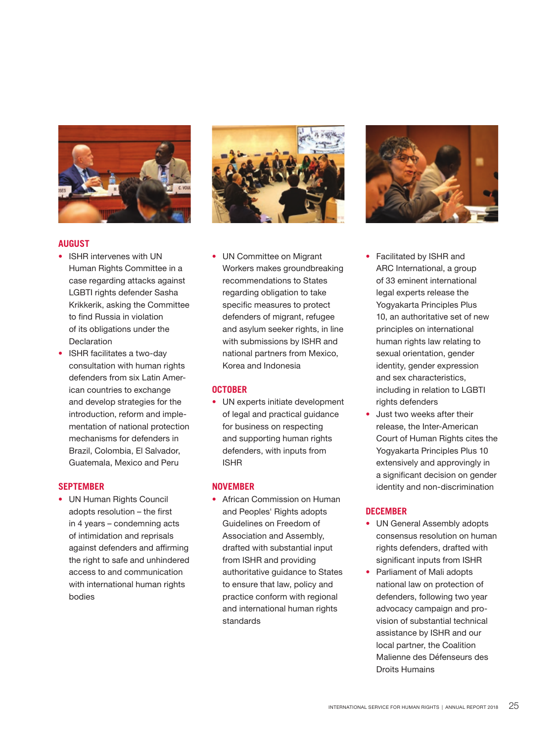## AUGUST

- ISHR intervenes with UN Human Rights Committee in a case regarding attacks against LGBTI rights defender Sasha Krikkerik, asking the Committee to find Russia in violation of its obligations under the Declaration
- ISHR facilitates a two-day consultation with human rights defenders from six Latin American countries to exchange and develop strategies for the introduction, reform and implementation of national protection mechanisms for defenders in Brazil, Colombia, El Salvador, Guatemala, Mexico and Peru

## SEPTEMBER

- UN Human Rights Council adopts resolution – the first in 4 years – condemning acts of intimidation and reprisals against defenders and affirming the right to safe and unhindered access to and communication with international human rights bodies
- UN Committee on Migrant Workers makes groundbreaking recommendations to States regarding obligation to take specific measures to protect defenders of migrant, refugee and asylum seeker rights, in line with submissions by ISHR and national partners from Mexico, Korea and Indonesia

## OCTOBER

- UN experts initiate development of legal and practical guidance for business on respecting and supporting human rights defenders, with inputs from ISHR

## NOVEMBER

- African Commission on Human and Peoples' Rights adopts Guidelines on Freedom of Association and Assembly, drafted with substantial input from ISHR and providing authoritative guidance to States to ensure that law, policy and practice conform with regional and international human rights standards
- Facilitated by ISHR and ARC International, a group of 33 eminent international legal experts release the Yogyakarta Principles Plus 10, an authoritative set of new principles on international human rights law relating to sexual orientation, gender identity, gender expression and sex characteristics, including in relation to LGBTI rights defenders
- Just two weeks after their release, the Inter-American Court of Human Rights cites the Yogyakarta Principles Plus 10 extensively and approvingly in a significant decision on gender identity and non-discrimination

## DECEMBER

- UN General Assembly adopts consensus resolution on human rights defenders, drafted with significant inputs from ISHR
- Parliament of Mali adopts national law on protection of defenders, following two year advocacy campaign and provision of substantial technical assistance by ISHR and our local partner, the Coalition Malienne des Défenseurs des Droits Humains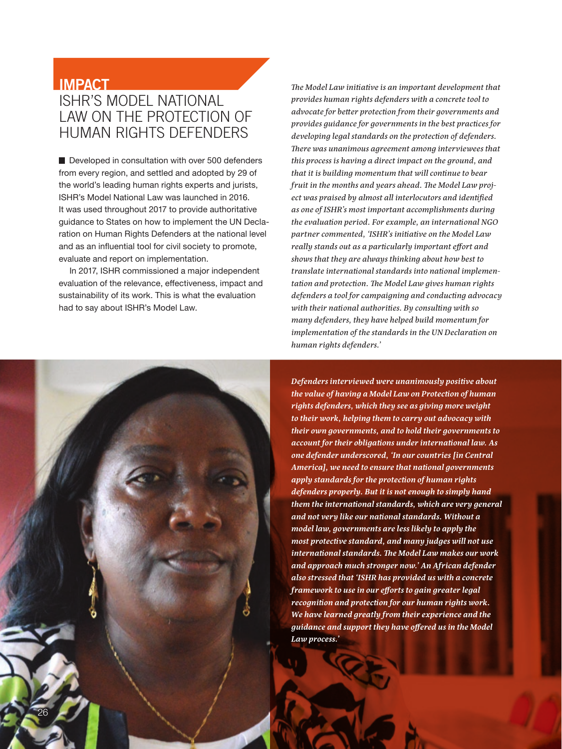# IMPACT

## ISHR'S MODEL NATIONAL LAW ON THE PROTECTION OF HUMAN RIGHTS DEFENDERS

Developed in consultation with over 500 defenders from every region, and settled and adopted by 29 of the world's leading human rights experts and jurists, ISHR's Model National Law was launched in 2016. It was used throughout 2017 to provide authoritative guidance to States on how to implement the UN Declaration on Human Rights Defenders at the national level and as an influential tool for civil society to promote, evaluate and report on implementation.

In 2017, ISHR commissioned a major independent evaluation of the relevance, effectiveness, impact and sustainability of its work. This is what the evaluation had to say about ISHR's Model Law.

*The Model Law initiative is an important development that provides human rights defenders with a concrete tool to advocate for better protection from their governments and provides guidance for governments in the best practices for developing legal standards on the protection of defenders. There was unanimous agreement among interviewees that this process is having a direct impact on the ground, and that it is building momentum that will continue to bear fruit in the months and years ahead. The Model Law project was praised by almost all interlocutors and identified as one of ISHR's most important accomplishments during the evaluation period. For example, an international NGO partner commented, 'ISHR's initiative on the Model Law really stands out as a particularly important effort and shows that they are always thinking about how best to translate international standards into national implementation and protection. The Model Law gives human rights defenders a tool for campaigning and conducting advocacy with their national authorities. By consulting with so many defenders, they have helped build momentum for implementation of the standards in the UN Declaration on human rights defenders.'*

***Defenders interviewed were unanimously positive about the value of having a Model Law on Protection of human rights defenders, which they see as giving more weight to their work, helping them to carry out advocacy with their own governments, and to hold their governments to account for their obligations under international law. As one defender underscored, 'In our countries [in Central America], we need to ensure that national governments apply standards for the protection of human rights defenders properly. But it is not enough to simply hand them the international standards, which are very general and not very like our national standards. Without a model law, governments are less likely to apply the most protective standard, and many judges will not use international standards. The Model Law makes our work and approach much stronger now.' An African defender also stressed that 'ISHR has provided us with a concrete framework to use in our efforts to gain greater legal recognition and protection for our human rights work. We have learned greatly from their experience and the guidance and support they have offered us in the Model Law process.'***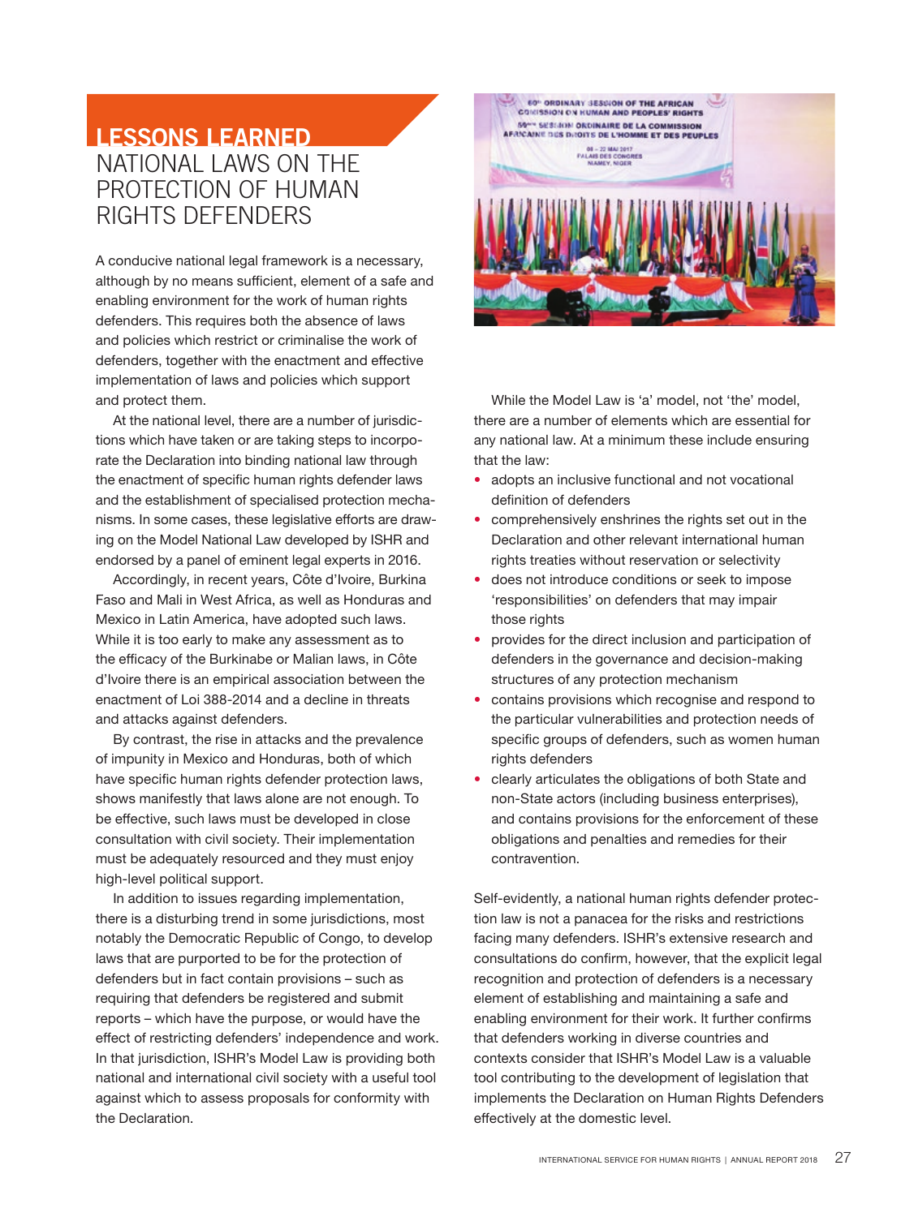## LESSONS LEARNED

# NATIONAL LAWS ON THE PROTECTION OF HUMAN RIGHTS DEFENDERS

A conducive national legal framework is a necessary, although by no means sufficient, element of a safe and enabling environment for the work of human rights defenders. This requires both the absence of laws and policies which restrict or criminalise the work of defenders, together with the enactment and effective implementation of laws and policies which support and protect them.

At the national level, there are a number of jurisdictions which have taken or are taking steps to incorporate the Declaration into binding national law through the enactment of specific human rights defender laws and the establishment of specialised protection mechanisms. In some cases, these legislative efforts are drawing on the Model National Law developed by ISHR and endorsed by a panel of eminent legal experts in 2016.

Accordingly, in recent years, Côte d'Ivoire, Burkina Faso and Mali in West Africa, as well as Honduras and Mexico in Latin America, have adopted such laws. While it is too early to make any assessment as to the efficacy of the Burkinabe or Malian laws, in Côte d'Ivoire there is an empirical association between the enactment of Loi 388-2014 and a decline in threats and attacks against defenders.

By contrast, the rise in attacks and the prevalence of impunity in Mexico and Honduras, both of which have specific human rights defender protection laws, shows manifestly that laws alone are not enough. To be effective, such laws must be developed in close consultation with civil society. Their implementation must be adequately resourced and they must enjoy high-level political support.

In addition to issues regarding implementation, there is a disturbing trend in some jurisdictions, most notably the Democratic Republic of Congo, to develop laws that are purported to be for the protection of defenders but in fact contain provisions – such as requiring that defenders be registered and submit reports – which have the purpose, or would have the effect of restricting defenders' independence and work. In that jurisdiction, ISHR's Model Law is providing both national and international civil society with a useful tool against which to assess proposals for conformity with the Declaration.

While the Model Law is 'a' model, not 'the' model, there are a number of elements which are essential for any national law. At a minimum these include ensuring that the law:

- adopts an inclusive functional and not vocational definition of defenders
- comprehensively enshrines the rights set out in the Declaration and other relevant international human rights treaties without reservation or selectivity
- does not introduce conditions or seek to impose 'responsibilities' on defenders that may impair those rights
- provides for the direct inclusion and participation of defenders in the governance and decision-making structures of any protection mechanism
- contains provisions which recognise and respond to the particular vulnerabilities and protection needs of specific groups of defenders, such as women human rights defenders
- clearly articulates the obligations of both State and non-State actors (including business enterprises), and contains provisions for the enforcement of these obligations and penalties and remedies for their contravention.

Self-evidently, a national human rights defender protection law is not a panacea for the risks and restrictions facing many defenders. ISHR's extensive research and consultations do confirm, however, that the explicit legal recognition and protection of defenders is a necessary element of establishing and maintaining a safe and enabling environment for their work. It further confirms that defenders working in diverse countries and contexts consider that ISHR's Model Law is a valuable tool contributing to the development of legislation that implements the Declaration on Human Rights Defenders effectively at the domestic level.